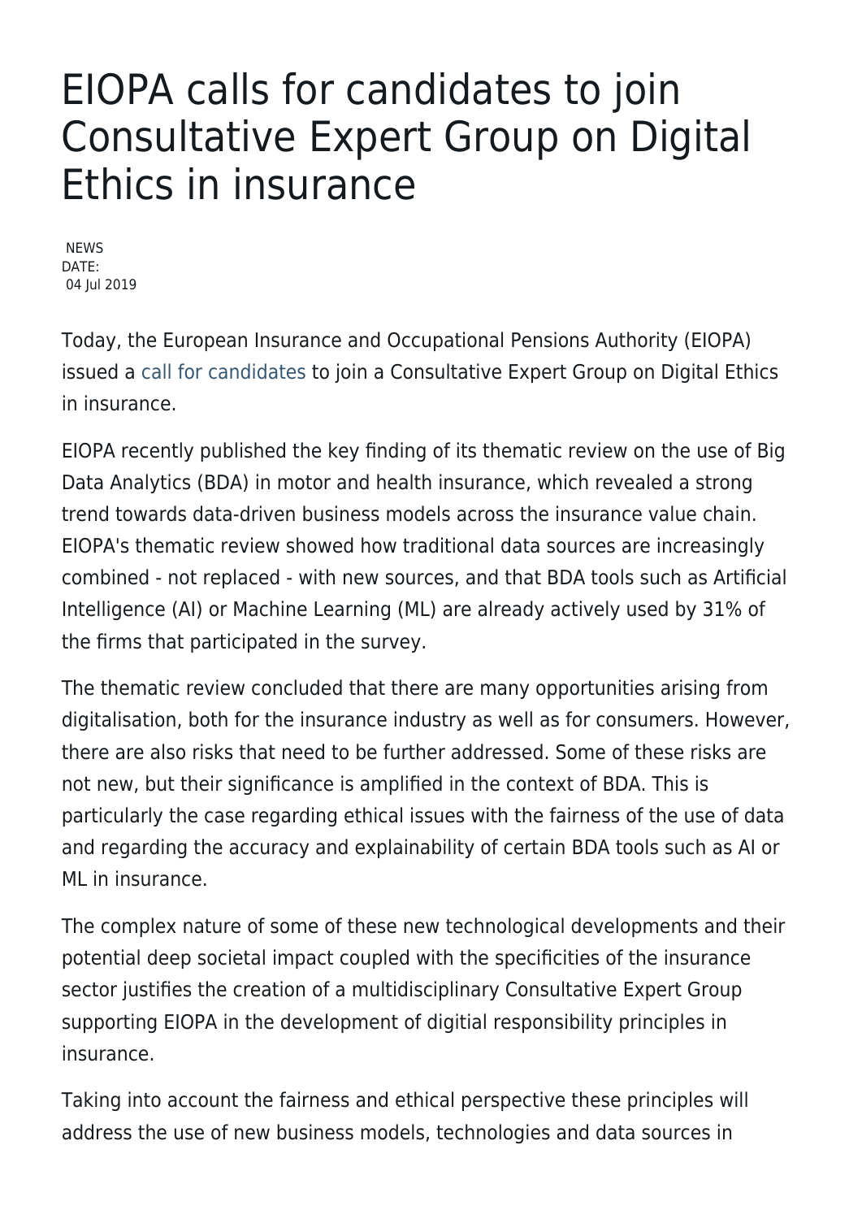# EIOPA calls for candidates to join Consultative Expert Group on Digital Ethics in insurance

NEWS
DATE:
04 Jul 2019

Today, the European Insurance and Occupational Pensions Authority (EIOPA) issued a call for candidates to join a Consultative Expert Group on Digital Ethics in insurance.

EIOPA recently published the key finding of its thematic review on the use of Big Data Analytics (BDA) in motor and health insurance, which revealed a strong trend towards data-driven business models across the insurance value chain. EIOPA's thematic review showed how traditional data sources are increasingly combined - not replaced - with new sources, and that BDA tools such as Artificial Intelligence (AI) or Machine Learning (ML) are already actively used by 31% of the firms that participated in the survey.

The thematic review concluded that there are many opportunities arising from digitalisation, both for the insurance industry as well as for consumers. However, there are also risks that need to be further addressed. Some of these risks are not new, but their significance is amplified in the context of BDA. This is particularly the case regarding ethical issues with the fairness of the use of data and regarding the accuracy and explainability of certain BDA tools such as AI or ML in insurance.

The complex nature of some of these new technological developments and their potential deep societal impact coupled with the specificities of the insurance sector justifies the creation of a multidisciplinary Consultative Expert Group supporting EIOPA in the development of digitial responsibility principles in insurance.

Taking into account the fairness and ethical perspective these principles will address the use of new business models, technologies and data sources in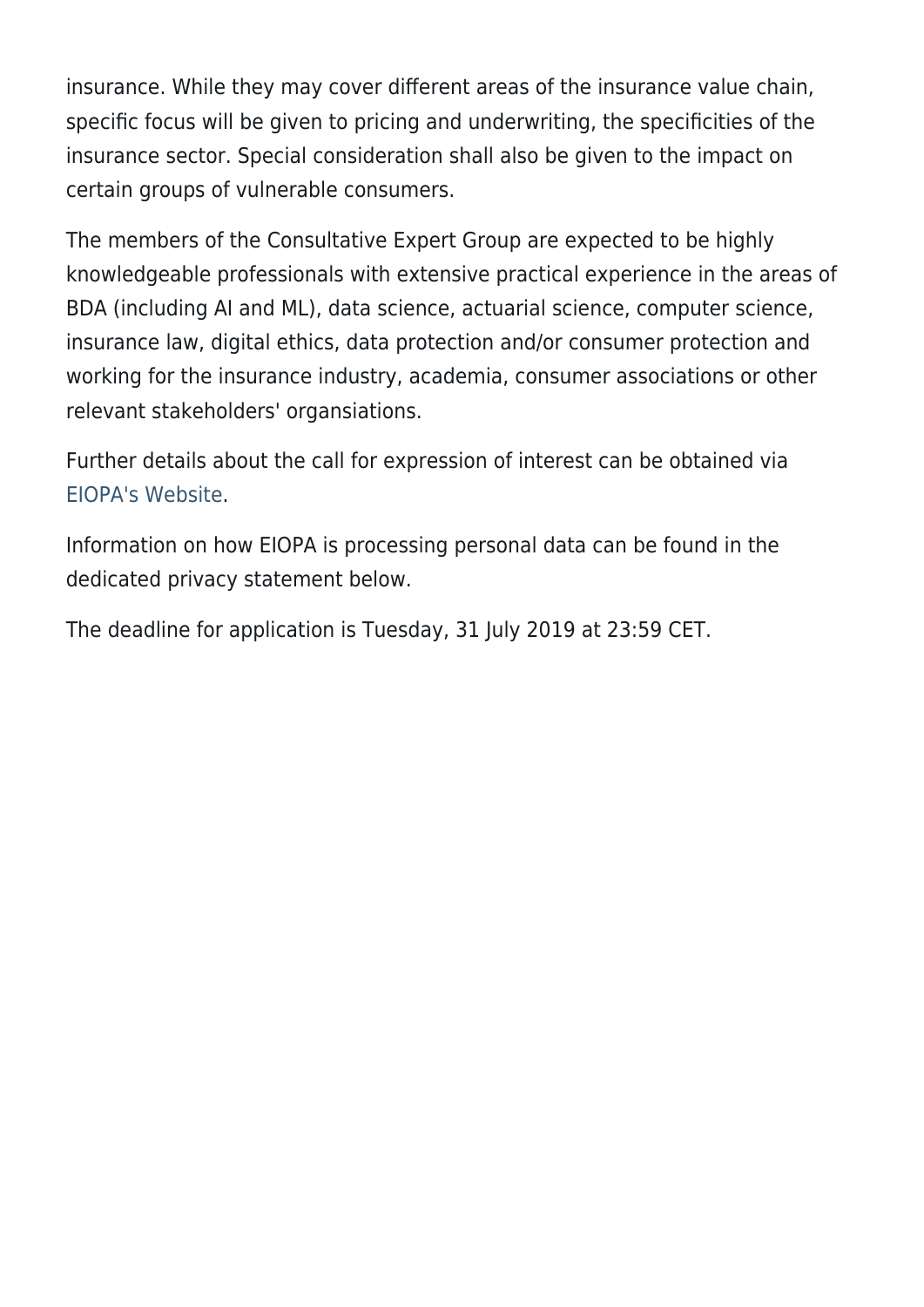insurance. While they may cover different areas of the insurance value chain, specific focus will be given to pricing and underwriting, the specificities of the insurance sector. Special consideration shall also be given to the impact on certain groups of vulnerable consumers.

The members of the Consultative Expert Group are expected to be highly knowledgeable professionals with extensive practical experience in the areas of BDA (including AI and ML), data science, actuarial science, computer science, insurance law, digital ethics, data protection and/or consumer protection and working for the insurance industry, academia, consumer associations or other relevant stakeholders' organsiations.

Further details about the call for expression of interest can be obtained via EIOPA's Website.

Information on how EIOPA is processing personal data can be found in the dedicated privacy statement below.

The deadline for application is Tuesday, 31 July 2019 at 23:59 CET.